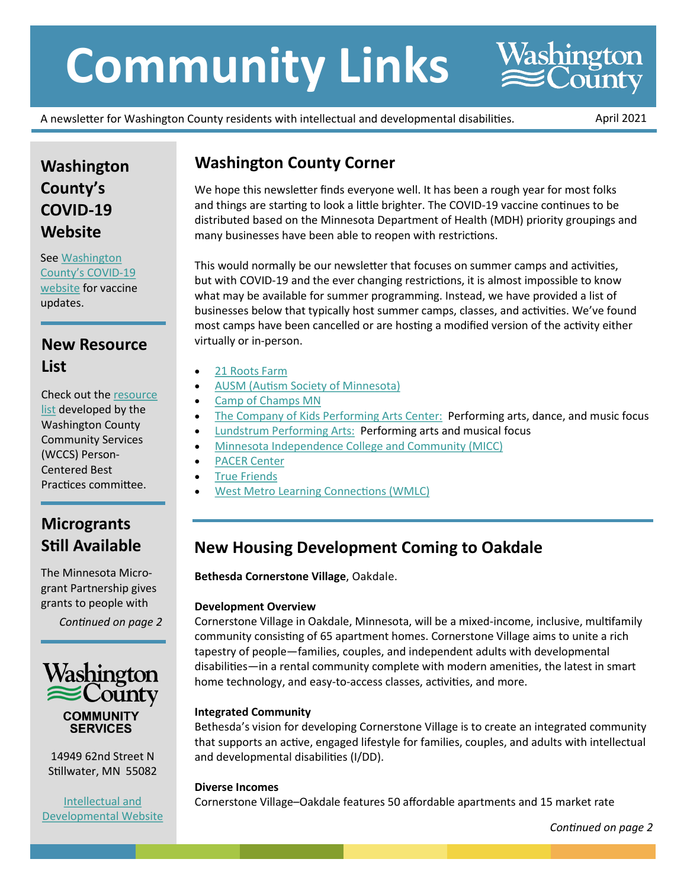# Community Links

A newsletter for Washington County residents with intellectual and developmental disabilities.

April 2021

## Washington County Corner

We hope this newsletter finds everyone well. It has been a rough year for most folks and things are starting to look a little brighter. The COVID-19 vaccine continues to be distributed based on the Minnesota Department of Health (MDH) priority groupings and many businesses have been able to reopen with restrictions.

This would normally be our newsletter that focuses on summer camps and activities, but with COVID-19 and the ever changing restrictions, it is almost impossible to know what may be available for summer programming. Instead, we have provided a list of businesses below that typically host summer camps, classes, and activities. We've found most camps have been cancelled or are hosting a modified version of the activity either virtually or in-person.

- 21 Roots Farm
- AUSM (Autism Society of Minnesota)
- Camp of Champs MN
- The Company of Kids Performing Arts Center: Performing arts, dance, and music focus
- Lundstrum Performing Arts: Performing arts and musical focus
- Minnesota Independence College and Community (MICC)
- PACER Center
- True Friends
- West Metro Learning Connections (WMLC)

## New Housing Development Coming to Oakdale

**Bethesda Cornerstone Village**, Oakdale.

**Development Overview**

Cornerstone Village in Oakdale, Minnesota, will be a mixed-income, inclusive, multifamily community consisting of 65 apartment homes. Cornerstone Village aims to unite a rich tapestry of people—families, couples, and independent adults with developmental disabilities—in a rental community complete with modern amenities, the latest in smart home technology, and easy-to-access classes, activities, and more.

**Integrated Community**

Bethesda's vision for developing Cornerstone Village is to create an integrated community that supports an active, engaged lifestyle for families, couples, and adults with intellectual and developmental disabilities (I/DD).

**Diverse Incomes**

Cornerstone Village–Oakdale features 50 affordable apartments and 15 market rate

*Continued on page 2*

## Washington County's COVID-19 Website

See Washington County's COVID-19 website for vaccine updates.

## New Resource List

Check out the resource list developed by the Washington County Community Services (WCCS) Person-Centered Best Practices committee.

## Microgrants Still Available

The Minnesota Micro-grant Partnership gives grants to people with

*Continued on page 2*

Washington County
COMMUNITY SERVICES

14949 62nd Street N
Stillwater, MN 55082

Intellectual and Developmental Website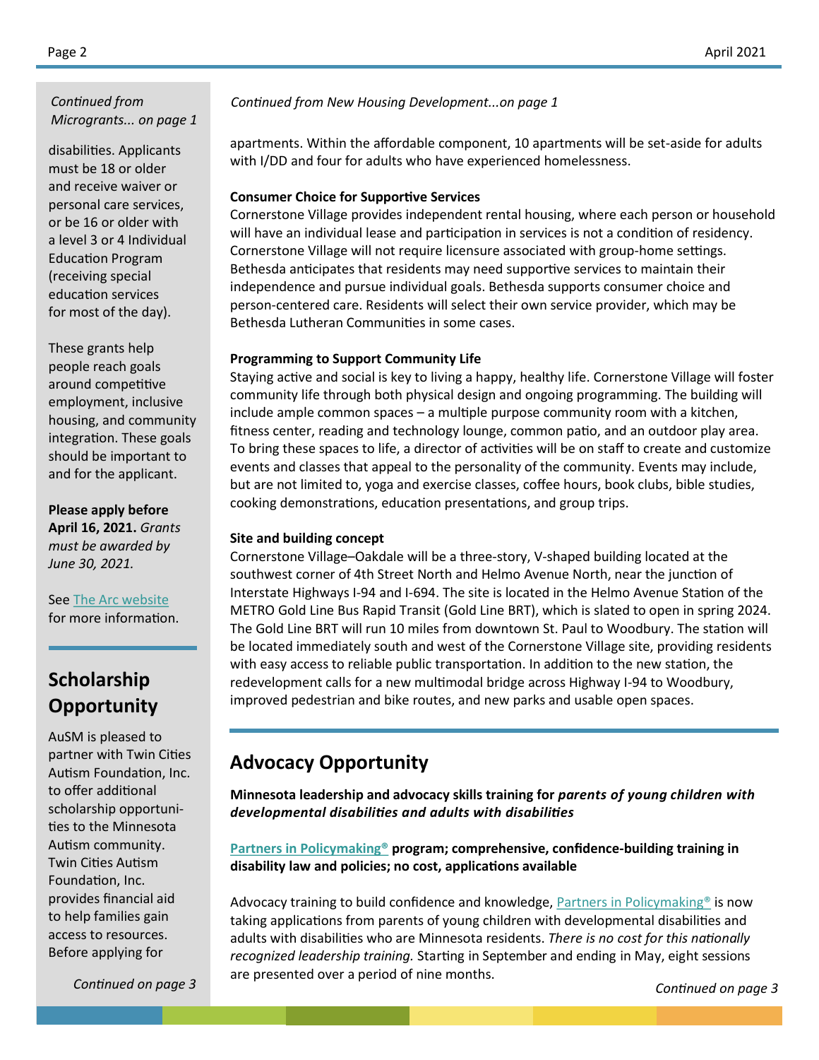*Continued from Micrograints... on page 1*

disabilities. Applicants must be 18 or older and receive waiver or personal care services, or be 16 or older with a level 3 or 4 Individual Education Program (receiving special education services for most of the day).

These grants help people reach goals around competitive employment, inclusive housing, and community integration. These goals should be important to and for the applicant.

**Please apply before April 16, 2021.** *Grants must be awarded by June 30, 2021.*

See [The Arc website](The Arc website) for more information.

## Scholarship Opportunity

AuSM is pleased to partner with Twin Cities Autism Foundation, Inc. to offer additional scholarship opportunities to the Minnesota Autism community. Twin Cities Autism Foundation, Inc. provides financial aid to help families gain access to resources. Before applying for

*Continued on page 3*

*Continued from New Housing Development...on page 1*

apartments. Within the affordable component, 10 apartments will be set-aside for adults with I/DD and four for adults who have experienced homelessness.

**Consumer Choice for Supportive Services**

Cornerstone Village provides independent rental housing, where each person or household will have an individual lease and participation in services is not a condition of residency. Cornerstone Village will not require licensure associated with group-home settings. Bethesda anticipates that residents may need supportive services to maintain their independence and pursue individual goals. Bethesda supports consumer choice and person-centered care. Residents will select their own service provider, which may be Bethesda Lutheran Communities in some cases.

**Programming to Support Community Life**

Staying active and social is key to living a happy, healthy life. Cornerstone Village will foster community life through both physical design and ongoing programming. The building will include ample common spaces – a multiple purpose community room with a kitchen, fitness center, reading and technology lounge, common patio, and an outdoor play area. To bring these spaces to life, a director of activities will be on staff to create and customize events and classes that appeal to the personality of the community. Events may include, but are not limited to, yoga and exercise classes, coffee hours, book clubs, bible studies, cooking demonstrations, education presentations, and group trips.

**Site and building concept**

Cornerstone Village–Oakdale will be a three-story, V-shaped building located at the southwest corner of 4th Street North and Helmo Avenue North, near the junction of Interstate Highways I-94 and I-694. The site is located in the Helmo Avenue Station of the METRO Gold Line Bus Rapid Transit (Gold Line BRT), which is slated to open in spring 2024. The Gold Line BRT will run 10 miles from downtown St. Paul to Woodbury. The station will be located immediately south and west of the Cornerstone Village site, providing residents with easy access to reliable public transportation. In addition to the new station, the redevelopment calls for a new multimodal bridge across Highway I-94 to Woodbury, improved pedestrian and bike routes, and new parks and usable open spaces.

## Advocacy Opportunity

**Minnesota leadership and advocacy skills training for *parents of young children with developmental disabilities and adults with disabilities***

**Partners in Policymaking® program; comprehensive, confidence-building training in disability law and policies; no cost, applications available**

Advocacy training to build confidence and knowledge, Partners in Policymaking® is now taking applications from parents of young children with developmental disabilities and adults with disabilities who are Minnesota residents. *There is no cost for this nationally recognized leadership training.* Starting in September and ending in May, eight sessions are presented over a period of nine months.

*Continued on page 3*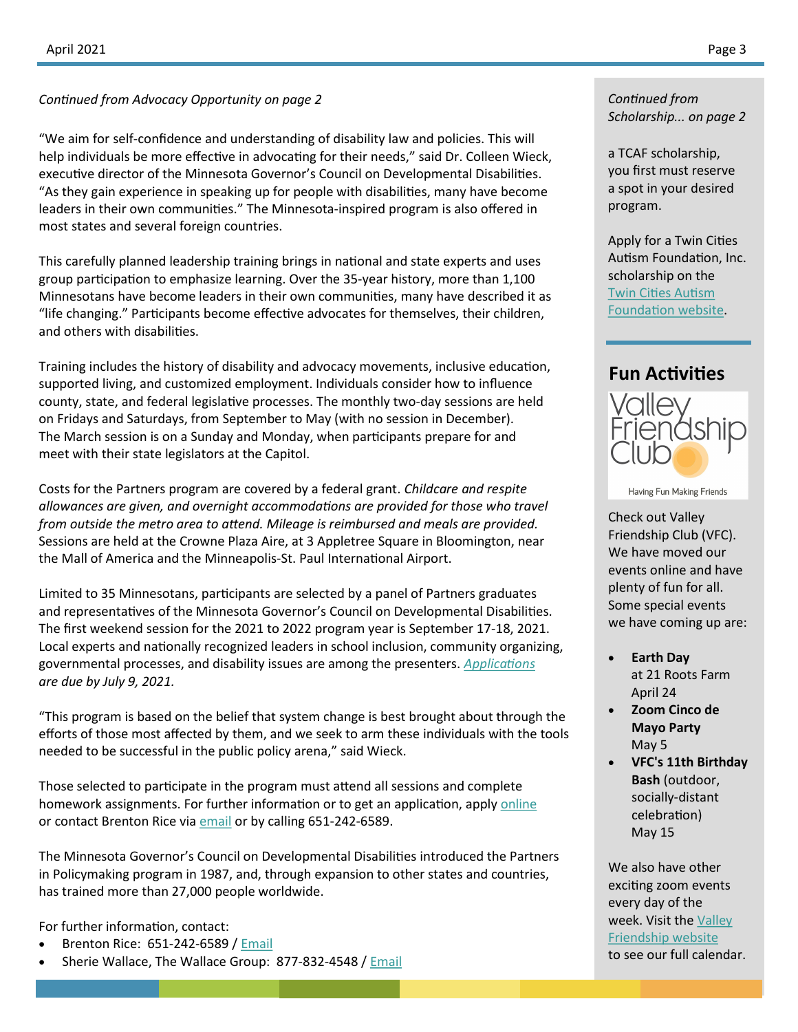*Continued from Advocacy Opportunity on page 2*

"We aim for self-confidence and understanding of disability law and policies. This will help individuals be more effective in advocating for their needs," said Dr. Colleen Wieck, executive director of the Minnesota Governor's Council on Developmental Disabilities. "As they gain experience in speaking up for people with disabilities, many have become leaders in their own communities." The Minnesota-inspired program is also offered in most states and several foreign countries.

This carefully planned leadership training brings in national and state experts and uses group participation to emphasize learning. Over the 35-year history, more than 1,100 Minnesotans have become leaders in their own communities, many have described it as "life changing." Participants become effective advocates for themselves, their children, and others with disabilities.

Training includes the history of disability and advocacy movements, inclusive education, supported living, and customized employment. Individuals consider how to influence county, state, and federal legislative processes. The monthly two-day sessions are held on Fridays and Saturdays, from September to May (with no session in December). The March session is on a Sunday and Monday, when participants prepare for and meet with their state legislators at the Capitol.

Costs for the Partners program are covered by a federal grant. *Childcare and respite allowances are given, and overnight accommodations are provided for those who travel from outside the metro area to attend. Mileage is reimbursed and meals are provided.* Sessions are held at the Crowne Plaza Aire, at 3 Appletree Square in Bloomington, near the Mall of America and the Minneapolis-St. Paul International Airport.

Limited to 35 Minnesotans, participants are selected by a panel of Partners graduates and representatives of the Minnesota Governor's Council on Developmental Disabilities. The first weekend session for the 2021 to 2022 program year is September 17-18, 2021. Local experts and nationally recognized leaders in school inclusion, community organizing, governmental processes, and disability issues are among the presenters. *Applications are due by July 9, 2021.*

"This program is based on the belief that system change is best brought about through the efforts of those most affected by them, and we seek to arm these individuals with the tools needed to be successful in the public policy arena," said Wieck.

Those selected to participate in the program must attend all sessions and complete homework assignments. For further information or to get an application, apply online or contact Brenton Rice via email or by calling 651-242-6589.

The Minnesota Governor's Council on Developmental Disabilities introduced the Partners in Policymaking program in 1987, and, through expansion to other states and countries, has trained more than 27,000 people worldwide.

For further information, contact:

- Brenton Rice: 651-242-6589 / Email
- Sherie Wallace, The Wallace Group: 877-832-4548 / Email

*Continued from Scholarship... on page 2*

a TCAF scholarship, you first must reserve a spot in your desired program.

Apply for a Twin Cities Autism Foundation, Inc. scholarship on the Twin Cities Autism Foundation website.

## Fun Activities

Valley Friendship Club

Having Fun Making Friends

Check out Valley Friendship Club (VFC). We have moved our events online and have plenty of fun for all. Some special events we have coming up are:

- **Earth Day** at 21 Roots Farm April 24
- **Zoom Cinco de Mayo Party** May 5
- **VFC's 11th Birthday Bash** (outdoor, socially-distant celebration) May 15

We also have other exciting zoom events every day of the week. Visit the Valley Friendship website to see our full calendar.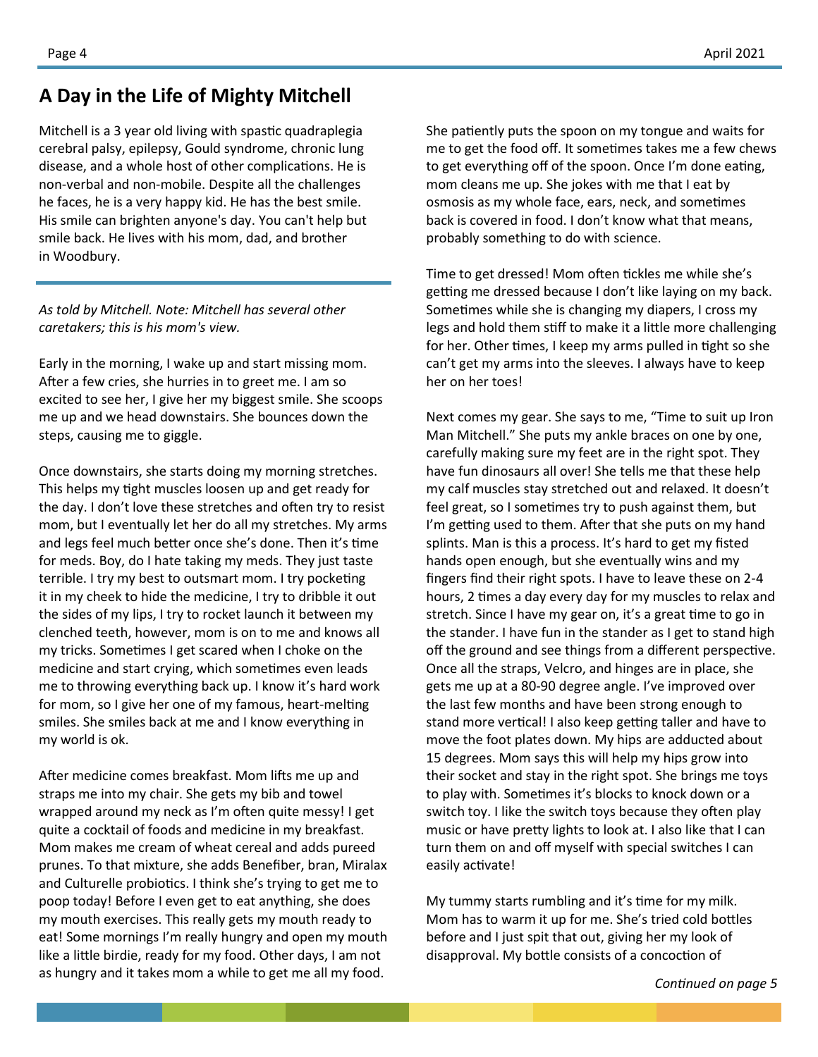## A Day in the Life of Mighty Mitchell

Mitchell is a 3 year old living with spastic quadraplegia cerebral palsy, epilepsy, Gould syndrome, chronic lung disease, and a whole host of other complications. He is non-verbal and non-mobile. Despite all the challenges he faces, he is a very happy kid. He has the best smile. His smile can brighten anyone's day. You can't help but smile back. He lives with his mom, dad, and brother in Woodbury.

*As told by Mitchell. Note: Mitchell has several other caretakers; this is his mom's view.*

Early in the morning, I wake up and start missing mom. After a few cries, she hurries in to greet me. I am so excited to see her, I give her my biggest smile. She scoops me up and we head downstairs. She bounces down the steps, causing me to giggle.

Once downstairs, she starts doing my morning stretches. This helps my tight muscles loosen up and get ready for the day. I don't love these stretches and often try to resist mom, but I eventually let her do all my stretches. My arms and legs feel much better once she's done. Then it's time for meds. Boy, do I hate taking my meds. They just taste terrible. I try my best to outsmart mom. I try pocketing it in my cheek to hide the medicine, I try to dribble it out the sides of my lips, I try to rocket launch it between my clenched teeth, however, mom is on to me and knows all my tricks. Sometimes I get scared when I choke on the medicine and start crying, which sometimes even leads me to throwing everything back up. I know it's hard work for mom, so I give her one of my famous, heart-melting smiles. She smiles back at me and I know everything in my world is ok.

After medicine comes breakfast. Mom lifts me up and straps me into my chair. She gets my bib and towel wrapped around my neck as I'm often quite messy! I get quite a cocktail of foods and medicine in my breakfast. Mom makes me cream of wheat cereal and adds pureed prunes. To that mixture, she adds Benefiber, bran, Miralax and Culturelle probiotics. I think she's trying to get me to poop today! Before I even get to eat anything, she does my mouth exercises. This really gets my mouth ready to eat! Some mornings I'm really hungry and open my mouth like a little birdie, ready for my food. Other days, I am not as hungry and it takes mom a while to get me all my food. She patiently puts the spoon on my tongue and waits for me to get the food off. It sometimes takes me a few chews to get everything off of the spoon. Once I'm done eating, mom cleans me up. She jokes with me that I eat by osmosis as my whole face, ears, neck, and sometimes back is covered in food. I don't know what that means, probably something to do with science.

Time to get dressed! Mom often tickles me while she's getting me dressed because I don't like laying on my back. Sometimes while she is changing my diapers, I cross my legs and hold them stiff to make it a little more challenging for her. Other times, I keep my arms pulled in tight so she can't get my arms into the sleeves. I always have to keep her on her toes!

Next comes my gear. She says to me, "Time to suit up Iron Man Mitchell." She puts my ankle braces on one by one, carefully making sure my feet are in the right spot. They have fun dinosaurs all over! She tells me that these help my calf muscles stay stretched out and relaxed. It doesn't feel great, so I sometimes try to push against them, but I'm getting used to them. After that she puts on my hand splints. Man is this a process. It's hard to get my fisted hands open enough, but she eventually wins and my fingers find their right spots. I have to leave these on 2-4 hours, 2 times a day every day for my muscles to relax and stretch. Since I have my gear on, it's a great time to go in the stander. I have fun in the stander as I get to stand high off the ground and see things from a different perspective. Once all the straps, Velcro, and hinges are in place, she gets me up at a 80-90 degree angle. I've improved over the last few months and have been strong enough to stand more vertical! I also keep getting taller and have to move the foot plates down. My hips are adducted about 15 degrees. Mom says this will help my hips grow into their socket and stay in the right spot. She brings me toys to play with. Sometimes it's blocks to knock down or a switch toy. I like the switch toys because they often play music or have pretty lights to look at. I also like that I can turn them on and off myself with special switches I can easily activate!

My tummy starts rumbling and it's time for my milk. Mom has to warm it up for me. She's tried cold bottles before and I just spit that out, giving her my look of disapproval. My bottle consists of a concoction of

*Continued on page 5*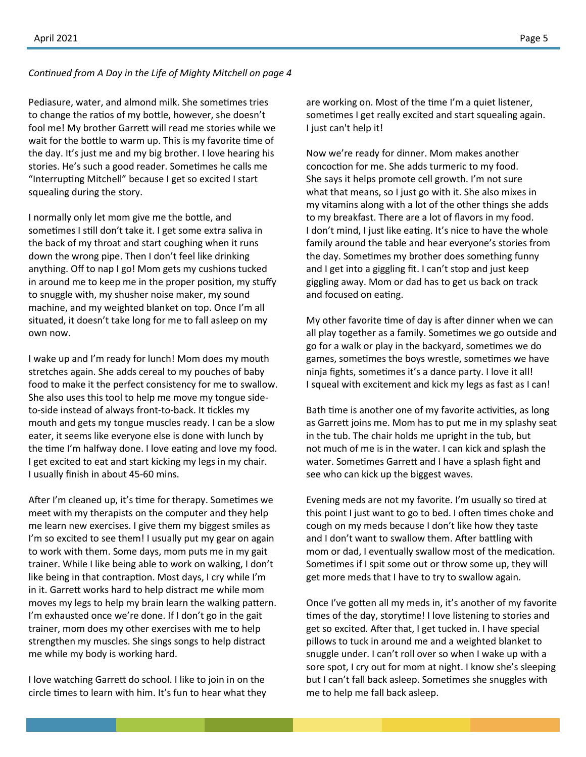*Continued from A Day in the Life of Mighty Mitchell on page 4*

Pediasure, water, and almond milk. She sometimes tries to change the ratios of my bottle, however, she doesn't fool me! My brother Garrett will read me stories while we wait for the bottle to warm up. This is my favorite time of the day. It's just me and my big brother. I love hearing his stories. He's such a good reader. Sometimes he calls me "Interrupting Mitchell" because I get so excited I start squealing during the story.

I normally only let mom give me the bottle, and sometimes I still don't take it. I get some extra saliva in the back of my throat and start coughing when it runs down the wrong pipe. Then I don't feel like drinking anything. Off to nap I go! Mom gets my cushions tucked in around me to keep me in the proper position, my stuffy to snuggle with, my shusher noise maker, my sound machine, and my weighted blanket on top. Once I'm all situated, it doesn't take long for me to fall asleep on my own now.

I wake up and I'm ready for lunch! Mom does my mouth stretches again. She adds cereal to my pouches of baby food to make it the perfect consistency for me to swallow. She also uses this tool to help me move my tongue side-to-side instead of always front-to-back. It tickles my mouth and gets my tongue muscles ready. I can be a slow eater, it seems like everyone else is done with lunch by the time I'm halfway done. I love eating and love my food. I get excited to eat and start kicking my legs in my chair. I usually finish in about 45-60 mins.

After I'm cleaned up, it's time for therapy. Sometimes we meet with my therapists on the computer and they help me learn new exercises. I give them my biggest smiles as I'm so excited to see them! I usually put my gear on again to work with them. Some days, mom puts me in my gait trainer. While I like being able to work on walking, I don't like being in that contraption. Most days, I cry while I'm in it. Garrett works hard to help distract me while mom moves my legs to help my brain learn the walking pattern. I'm exhausted once we're done. If I don't go in the gait trainer, mom does my other exercises with me to help strengthen my muscles. She sings songs to help distract me while my body is working hard.

I love watching Garrett do school. I like to join in on the circle times to learn with him. It's fun to hear what they are working on. Most of the time I'm a quiet listener, sometimes I get really excited and start squealing again. I just can't help it!

Now we're ready for dinner. Mom makes another concoction for me. She adds turmeric to my food. She says it helps promote cell growth. I'm not sure what that means, so I just go with it. She also mixes in my vitamins along with a lot of the other things she adds to my breakfast. There are a lot of flavors in my food. I don't mind, I just like eating. It's nice to have the whole family around the table and hear everyone's stories from the day. Sometimes my brother does something funny and I get into a giggling fit. I can't stop and just keep giggling away. Mom or dad has to get us back on track and focused on eating.

My other favorite time of day is after dinner when we can all play together as a family. Sometimes we go outside and go for a walk or play in the backyard, sometimes we do games, sometimes the boys wrestle, sometimes we have ninja fights, sometimes it's a dance party. I love it all! I squeal with excitement and kick my legs as fast as I can!

Bath time is another one of my favorite activities, as long as Garrett joins me. Mom has to put me in my splashy seat in the tub. The chair holds me upright in the tub, but not much of me is in the water. I can kick and splash the water. Sometimes Garrett and I have a splash fight and see who can kick up the biggest waves.

Evening meds are not my favorite. I'm usually so tired at this point I just want to go to bed. I often times choke and cough on my meds because I don't like how they taste and I don't want to swallow them. After battling with mom or dad, I eventually swallow most of the medication. Sometimes if I spit some out or throw some up, they will get more meds that I have to try to swallow again.

Once I've gotten all my meds in, it's another of my favorite times of the day, storytime! I love listening to stories and get so excited. After that, I get tucked in. I have special pillows to tuck in around me and a weighted blanket to snuggle under. I can't roll over so when I wake up with a sore spot, I cry out for mom at night. I know she's sleeping but I can't fall back asleep. Sometimes she snuggles with me to help me fall back asleep.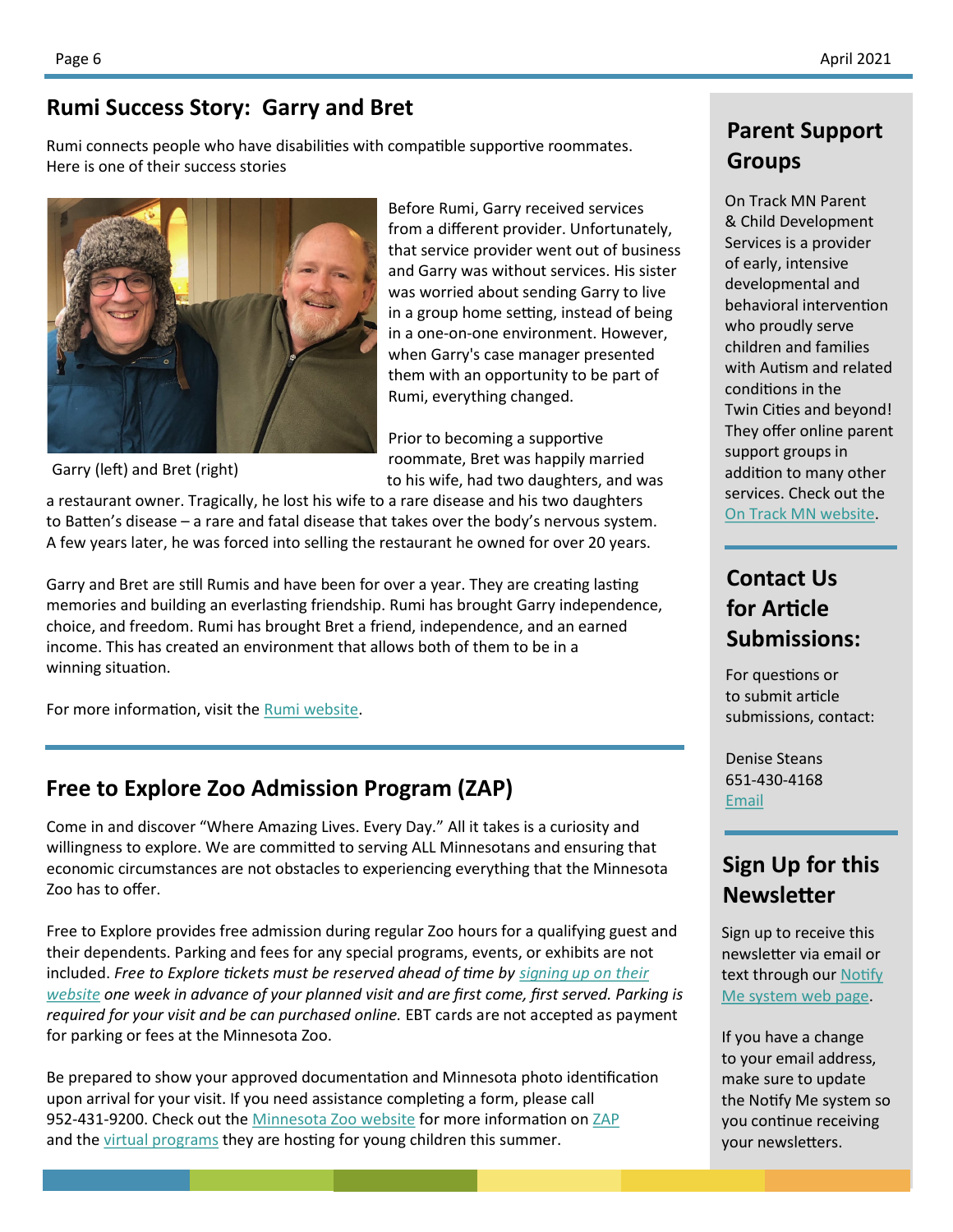## Rumi Success Story: Garry and Bret

Rumi connects people who have disabilities with compatible supportive roommates. Here is one of their success stories

Garry (left) and Bret (right)

Before Rumi, Garry received services from a different provider. Unfortunately, that service provider went out of business and Garry was without services. His sister was worried about sending Garry to live in a group home setting, instead of being in a one-on-one environment. However, when Garry's case manager presented them with an opportunity to be part of Rumi, everything changed.

Prior to becoming a supportive roommate, Bret was happily married to his wife, had two daughters, and was a restaurant owner. Tragically, he lost his wife to a rare disease and his two daughters to Batten's disease – a rare and fatal disease that takes over the body's nervous system. A few years later, he was forced into selling the restaurant he owned for over 20 years.

Garry and Bret are still Rumis and have been for over a year. They are creating lasting memories and building an everlasting friendship. Rumi has brought Garry independence, choice, and freedom. Rumi has brought Bret a friend, independence, and an earned income. This has created an environment that allows both of them to be in a winning situation.

For more information, visit the Rumi website.

## Free to Explore Zoo Admission Program (ZAP)

Come in and discover "Where Amazing Lives. Every Day." All it takes is a curiosity and willingness to explore. We are committed to serving ALL Minnesotans and ensuring that economic circumstances are not obstacles to experiencing everything that the Minnesota Zoo has to offer.

Free to Explore provides free admission during regular Zoo hours for a qualifying guest and their dependents. Parking and fees for any special programs, events, or exhibits are not included. *Free to Explore tickets must be reserved ahead of time by signing up on their website one week in advance of your planned visit and are first come, first served. Parking is required for your visit and be can purchased online.* EBT cards are not accepted as payment for parking or fees at the Minnesota Zoo.

Be prepared to show your approved documentation and Minnesota photo identification upon arrival for your visit. If you need assistance completing a form, please call 952-431-9200. Check out the Minnesota Zoo website for more information on ZAP and the virtual programs they are hosting for young children this summer.

## Parent Support Groups

On Track MN Parent & Child Development Services is a provider of early, intensive developmental and behavioral intervention who proudly serve children and families with Autism and related conditions in the Twin Cities and beyond! They offer online parent support groups in addition to many other services. Check out the On Track MN website.

## Contact Us for Article Submissions:

For questions or to submit article submissions, contact:

Denise Steans
651-430-4168
Email

## Sign Up for this Newsletter

Sign up to receive this newsletter via email or text through our Notify Me system web page.

If you have a change to your email address, make sure to update the Notify Me system so you continue receiving your newsletters.